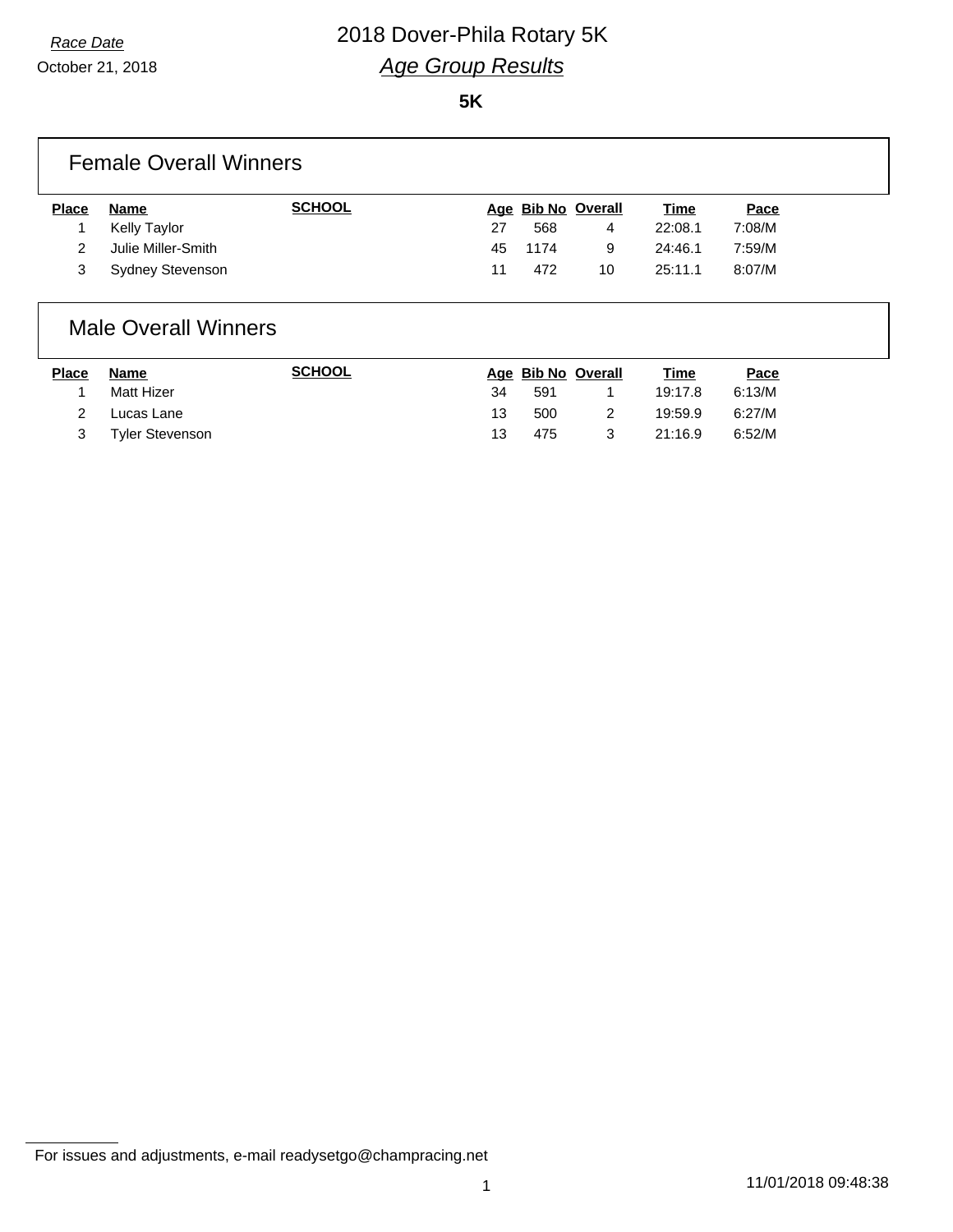*Race Date*

October 21, 2018

# 2018 Dover-Phila Rotary 5K

## *Age Group Results*

**5K**

### Female Overall Winners

| Place | Name | SCHOOL | Age | Bib No | Overall | Time | Pace |
|---|---|---|---|---|---|---|---|
| 1 | Kelly Taylor | | 27 | 568 | 4 | 22:08.1 | 7:08/M |
| 2 | Julie Miller-Smith | | 45 | 1174 | 9 | 24:46.1 | 7:59/M |
| 3 | Sydney Stevenson | | 11 | 472 | 10 | 25:11.1 | 8:07/M |

### Male Overall Winners

| Place | Name | SCHOOL | Age | Bib No | Overall | Time | Pace |
|---|---|---|---|---|---|---|---|
| 1 | Matt Hizer | | 34 | 591 | 1 | 19:17.8 | 6:13/M |
| 2 | Lucas Lane | | 13 | 500 | 2 | 19:59.9 | 6:27/M |
| 3 | Tyler Stevenson | | 13 | 475 | 3 | 21:16.9 | 6:52/M |

For issues and adjustments, e-mail readysetgo@champracing.net

11/01/2018 09:48:38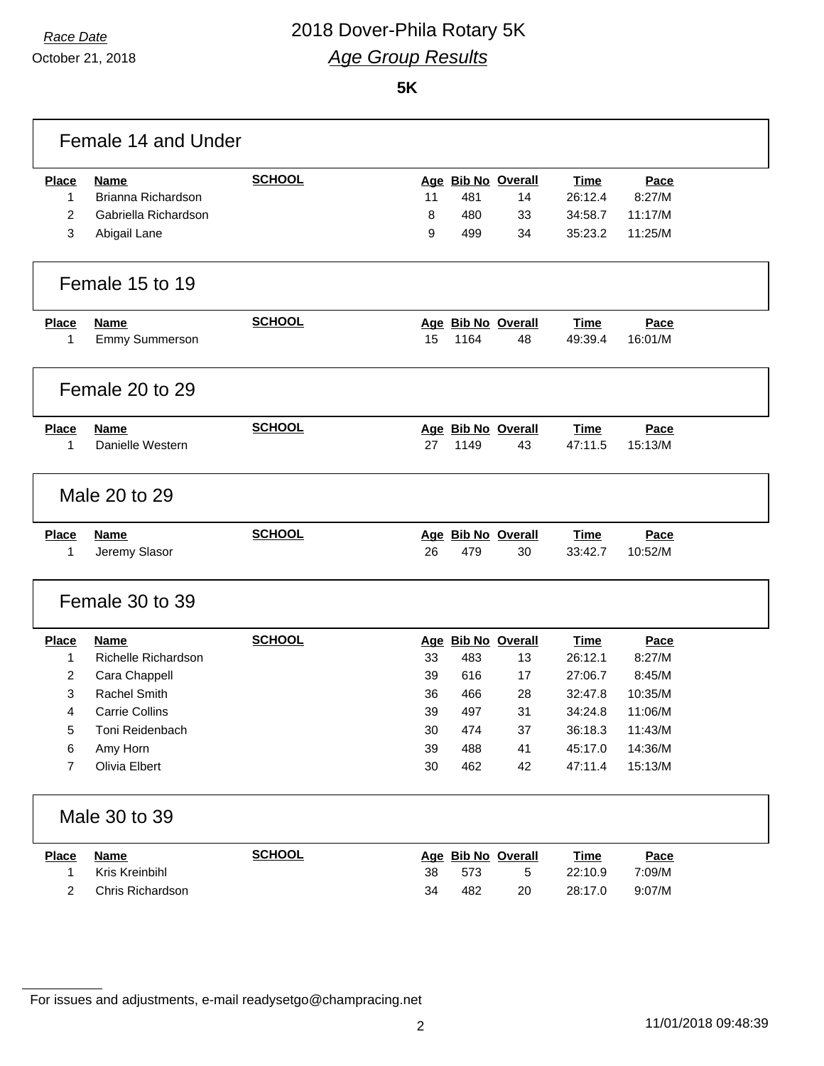*Race Date*

October 21, 2018

# 2018 Dover-Phila Rotary 5K

## *Age Group Results*

**5K**

### Female 14 and Under

| Place | Name | SCHOOL | Age | Bib No | Overall | Time | Pace |
|---|---|---|---|---|---|---|---|
| 1 | Brianna Richardson | | 11 | 481 | 14 | 26:12.4 | 8:27/M |
| 2 | Gabriella Richardson | | 8 | 480 | 33 | 34:58.7 | 11:17/M |
| 3 | Abigail Lane | | 9 | 499 | 34 | 35:23.2 | 11:25/M |

### Female 15 to 19

| Place | Name | SCHOOL | Age | Bib No | Overall | Time | Pace |
|---|---|---|---|---|---|---|---|
| 1 | Emmy Summerson | | 15 | 1164 | 48 | 49:39.4 | 16:01/M |

### Female 20 to 29

| Place | Name | SCHOOL | Age | Bib No | Overall | Time | Pace |
|---|---|---|---|---|---|---|---|
| 1 | Danielle Western | | 27 | 1149 | 43 | 47:11.5 | 15:13/M |

### Male 20 to 29

| Place | Name | SCHOOL | Age | Bib No | Overall | Time | Pace |
|---|---|---|---|---|---|---|---|
| 1 | Jeremy Slasor | | 26 | 479 | 30 | 33:42.7 | 10:52/M |

### Female 30 to 39

| Place | Name | SCHOOL | Age | Bib No | Overall | Time | Pace |
|---|---|---|---|---|---|---|---|
| 1 | Richelle Richardson | | 33 | 483 | 13 | 26:12.1 | 8:27/M |
| 2 | Cara Chappell | | 39 | 616 | 17 | 27:06.7 | 8:45/M |
| 3 | Rachel Smith | | 36 | 466 | 28 | 32:47.8 | 10:35/M |
| 4 | Carrie Collins | | 39 | 497 | 31 | 34:24.8 | 11:06/M |
| 5 | Toni Reidenbach | | 30 | 474 | 37 | 36:18.3 | 11:43/M |
| 6 | Amy Horn | | 39 | 488 | 41 | 45:17.0 | 14:36/M |
| 7 | Olivia Elbert | | 30 | 462 | 42 | 47:11.4 | 15:13/M |

### Male 30 to 39

| Place | Name | SCHOOL | Age | Bib No | Overall | Time | Pace |
|---|---|---|---|---|---|---|---|
| 1 | Kris Kreinbihl | | 38 | 573 | 5 | 22:10.9 | 7:09/M |
| 2 | Chris Richardson | | 34 | 482 | 20 | 28:17.0 | 9:07/M |

For issues and adjustments, e-mail readysetgo@champracing.net

11/01/2018 09:48:39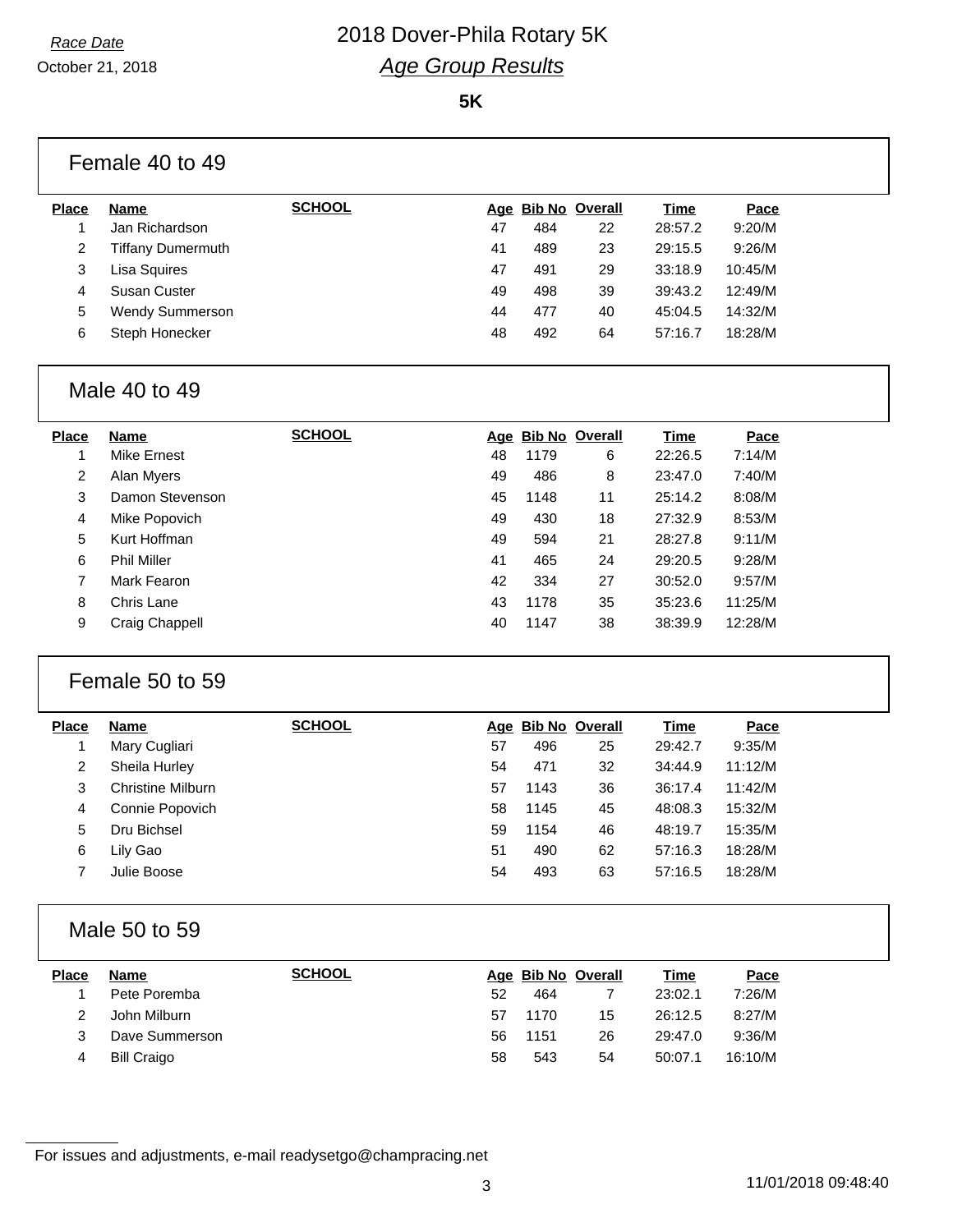*Race Date*

October 21, 2018

# 2018 Dover-Phila Rotary 5K

## *Age Group Results*

**5K**

### Female 40 to 49

| Place | Name | SCHOOL | Age | Bib No | Overall | Time | Pace |
|---|---|---|---|---|---|---|---|
| 1 | Jan Richardson | | 47 | 484 | 22 | 28:57.2 | 9:20/M |
| 2 | Tiffany Dumermuth | | 41 | 489 | 23 | 29:15.5 | 9:26/M |
| 3 | Lisa Squires | | 47 | 491 | 29 | 33:18.9 | 10:45/M |
| 4 | Susan Custer | | 49 | 498 | 39 | 39:43.2 | 12:49/M |
| 5 | Wendy Summerson | | 44 | 477 | 40 | 45:04.5 | 14:32/M |
| 6 | Steph Honecker | | 48 | 492 | 64 | 57:16.7 | 18:28/M |

### Male 40 to 49

| Place | Name | SCHOOL | Age | Bib No | Overall | Time | Pace |
|---|---|---|---|---|---|---|---|
| 1 | Mike Ernest | | 48 | 1179 | 6 | 22:26.5 | 7:14/M |
| 2 | Alan Myers | | 49 | 486 | 8 | 23:47.0 | 7:40/M |
| 3 | Damon Stevenson | | 45 | 1148 | 11 | 25:14.2 | 8:08/M |
| 4 | Mike Popovich | | 49 | 430 | 18 | 27:32.9 | 8:53/M |
| 5 | Kurt Hoffman | | 49 | 594 | 21 | 28:27.8 | 9:11/M |
| 6 | Phil Miller | | 41 | 465 | 24 | 29:20.5 | 9:28/M |
| 7 | Mark Fearon | | 42 | 334 | 27 | 30:52.0 | 9:57/M |
| 8 | Chris Lane | | 43 | 1178 | 35 | 35:23.6 | 11:25/M |
| 9 | Craig Chappell | | 40 | 1147 | 38 | 38:39.9 | 12:28/M |

### Female 50 to 59

| Place | Name | SCHOOL | Age | Bib No | Overall | Time | Pace |
|---|---|---|---|---|---|---|---|
| 1 | Mary Cugliari | | 57 | 496 | 25 | 29:42.7 | 9:35/M |
| 2 | Sheila Hurley | | 54 | 471 | 32 | 34:44.9 | 11:12/M |
| 3 | Christine Milburn | | 57 | 1143 | 36 | 36:17.4 | 11:42/M |
| 4 | Connie Popovich | | 58 | 1145 | 45 | 48:08.3 | 15:32/M |
| 5 | Dru Bichsel | | 59 | 1154 | 46 | 48:19.7 | 15:35/M |
| 6 | Lily Gao | | 51 | 490 | 62 | 57:16.3 | 18:28/M |
| 7 | Julie Boose | | 54 | 493 | 63 | 57:16.5 | 18:28/M |

### Male 50 to 59

| Place | Name | SCHOOL | Age | Bib No | Overall | Time | Pace |
|---|---|---|---|---|---|---|---|
| 1 | Pete Poremba | | 52 | 464 | 7 | 23:02.1 | 7:26/M |
| 2 | John Milburn | | 57 | 1170 | 15 | 26:12.5 | 8:27/M |
| 3 | Dave Summerson | | 56 | 1151 | 26 | 29:47.0 | 9:36/M |
| 4 | Bill Craigo | | 58 | 543 | 54 | 50:07.1 | 16:10/M |

For issues and adjustments, e-mail readysetgo@champracing.net

11/01/2018 09:48:40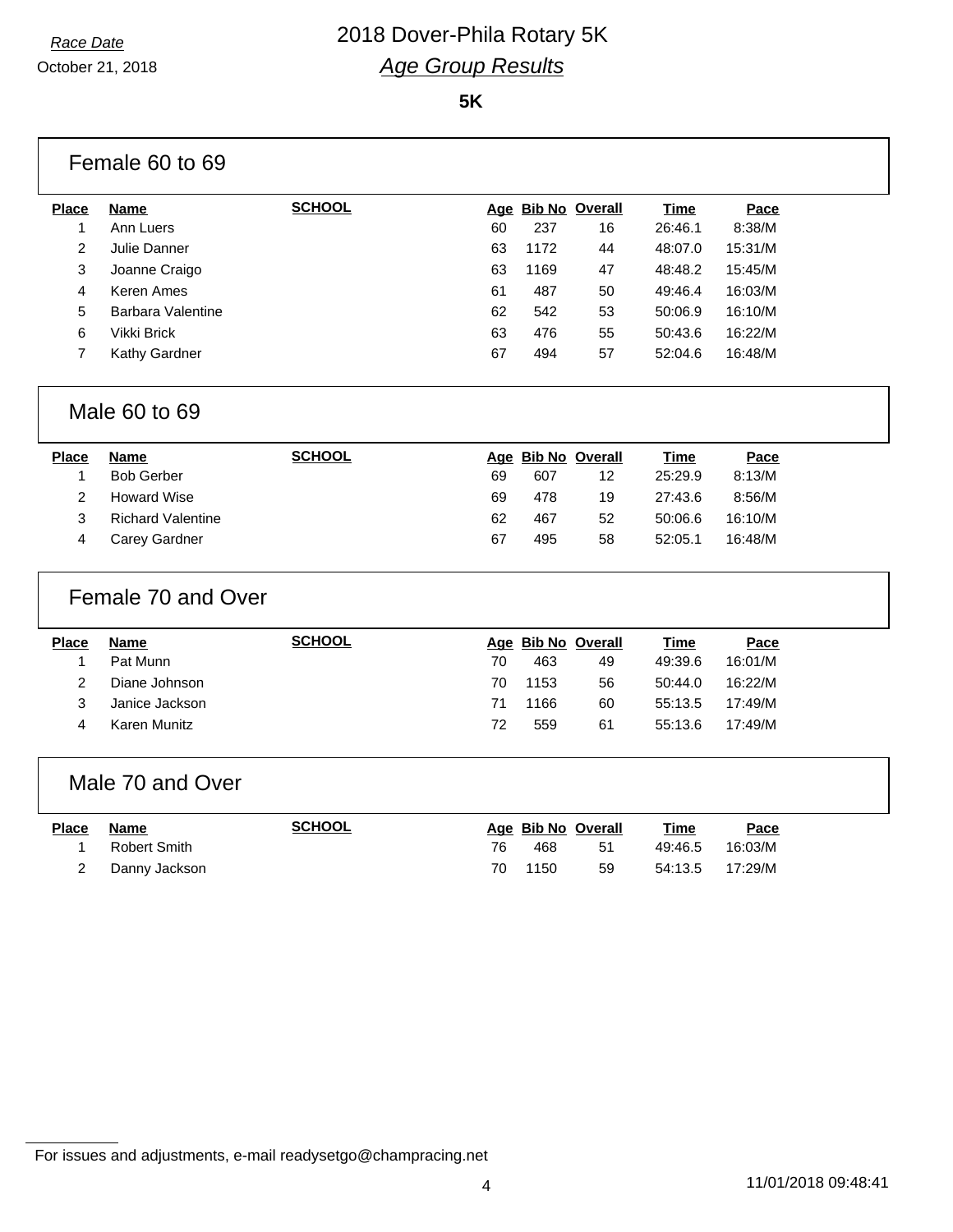*Race Date*

October 21, 2018

# 2018 Dover-Phila Rotary 5K

## *Age Group Results*

**5K**

### Female 60 to 69

| Place | Name | SCHOOL | Age | Bib No | Overall | Time | Pace |
|---|---|---|---|---|---|---|---|
| 1 | Ann Luers | | 60 | 237 | 16 | 26:46.1 | 8:38/M |
| 2 | Julie Danner | | 63 | 1172 | 44 | 48:07.0 | 15:31/M |
| 3 | Joanne Craigo | | 63 | 1169 | 47 | 48:48.2 | 15:45/M |
| 4 | Keren Ames | | 61 | 487 | 50 | 49:46.4 | 16:03/M |
| 5 | Barbara Valentine | | 62 | 542 | 53 | 50:06.9 | 16:10/M |
| 6 | Vikki Brick | | 63 | 476 | 55 | 50:43.6 | 16:22/M |
| 7 | Kathy Gardner | | 67 | 494 | 57 | 52:04.6 | 16:48/M |

### Male 60 to 69

| Place | Name | SCHOOL | Age | Bib No | Overall | Time | Pace |
|---|---|---|---|---|---|---|---|
| 1 | Bob Gerber | | 69 | 607 | 12 | 25:29.9 | 8:13/M |
| 2 | Howard Wise | | 69 | 478 | 19 | 27:43.6 | 8:56/M |
| 3 | Richard Valentine | | 62 | 467 | 52 | 50:06.6 | 16:10/M |
| 4 | Carey Gardner | | 67 | 495 | 58 | 52:05.1 | 16:48/M |

### Female 70 and Over

| Place | Name | SCHOOL | Age | Bib No | Overall | Time | Pace |
|---|---|---|---|---|---|---|---|
| 1 | Pat Munn | | 70 | 463 | 49 | 49:39.6 | 16:01/M |
| 2 | Diane Johnson | | 70 | 1153 | 56 | 50:44.0 | 16:22/M |
| 3 | Janice Jackson | | 71 | 1166 | 60 | 55:13.5 | 17:49/M |
| 4 | Karen Munitz | | 72 | 559 | 61 | 55:13.6 | 17:49/M |

### Male 70 and Over

| Place | Name | SCHOOL | Age | Bib No | Overall | Time | Pace |
|---|---|---|---|---|---|---|---|
| 1 | Robert Smith | | 76 | 468 | 51 | 49:46.5 | 16:03/M |
| 2 | Danny Jackson | | 70 | 1150 | 59 | 54:13.5 | 17:29/M |

For issues and adjustments, e-mail readysetgo@champracing.net

11/01/2018 09:48:41